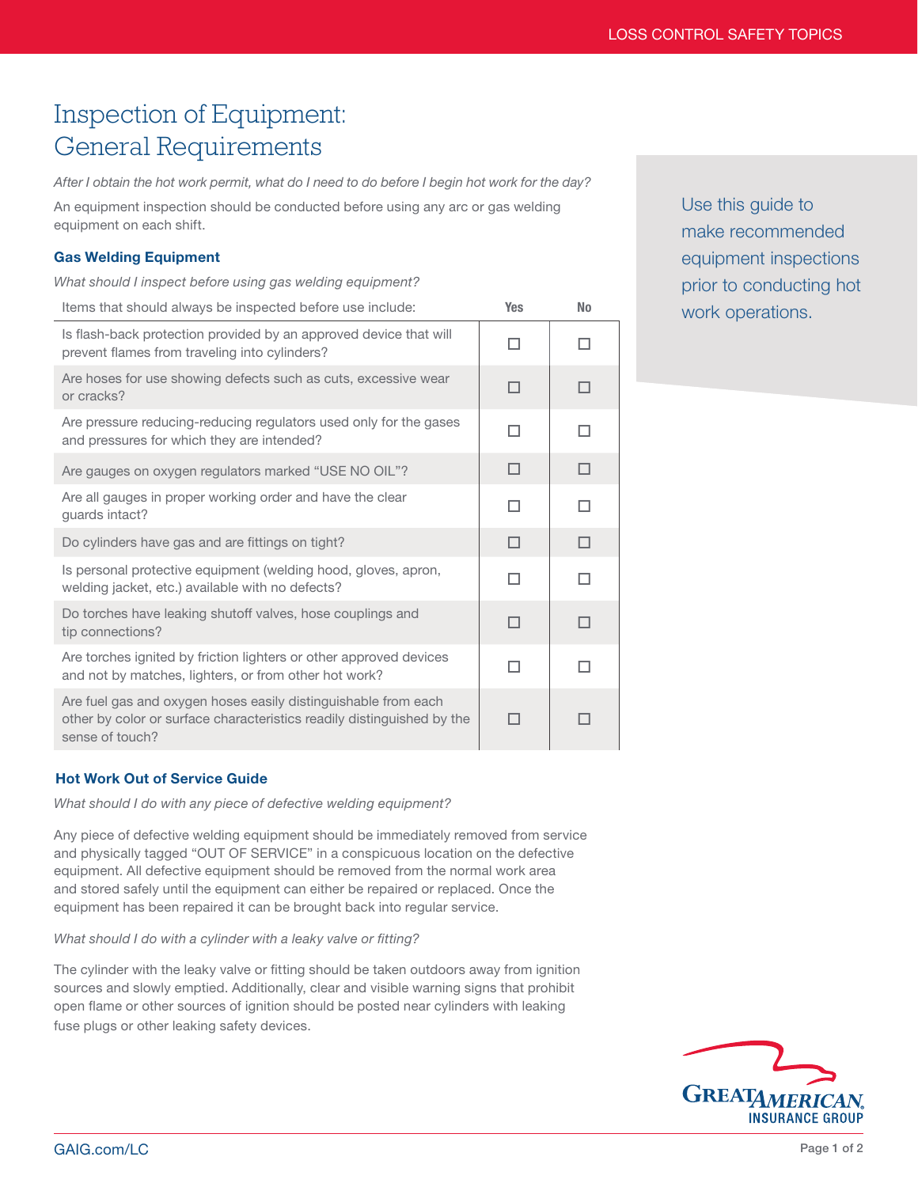# Inspection of Equipment: General Requirements

*After I obtain the hot work permit, what do I need to do before I begin hot work for the day?*

An equipment inspection should be conducted before using any arc or gas welding equipment on each shift.

Use this guide to make recommended equipment inspections prior to conducting hot work operations.

## Gas Welding Equipment

*What should I inspect before using gas welding equipment?*

| Items that should always be inspected before use include: | Yes | No |
|---|---|---|
| Is flash-back protection provided by an approved device that will prevent flames from traveling into cylinders? | ☐ | ☐ |
| Are hoses for use showing defects such as cuts, excessive wear or cracks? | ☐ | ☐ |
| Are pressure reducing-reducing regulators used only for the gases and pressures for which they are intended? | ☐ | ☐ |
| Are gauges on oxygen regulators marked “USE NO OIL”? | ☐ | ☐ |
| Are all gauges in proper working order and have the clear guards intact? | ☐ | ☐ |
| Do cylinders have gas and are fittings on tight? | ☐ | ☐ |
| Is personal protective equipment (welding hood, gloves, apron, welding jacket, etc.) available with no defects? | ☐ | ☐ |
| Do torches have leaking shutoff valves, hose couplings and tip connections? | ☐ | ☐ |
| Are torches ignited by friction lighters or other approved devices and not by matches, lighters, or from other hot work? | ☐ | ☐ |
| Are fuel gas and oxygen hoses easily distinguishable from each other by color or surface characteristics readily distinguished by the sense of touch? | ☐ | ☐ |

## Hot Work Out of Service Guide

*What should I do with any piece of defective welding equipment?*

Any piece of defective welding equipment should be immediately removed from service and physically tagged “OUT OF SERVICE” in a conspicuous location on the defective equipment. All defective equipment should be removed from the normal work area and stored safely until the equipment can either be repaired or replaced. Once the equipment has been repaired it can be brought back into regular service.

*What should I do with a cylinder with a leaky valve or fitting?*

The cylinder with the leaky valve or fitting should be taken outdoors away from ignition sources and slowly emptied. Additionally, clear and visible warning signs that prohibit open flame or other sources of ignition should be posted near cylinders with leaking fuse plugs or other leaking safety devices.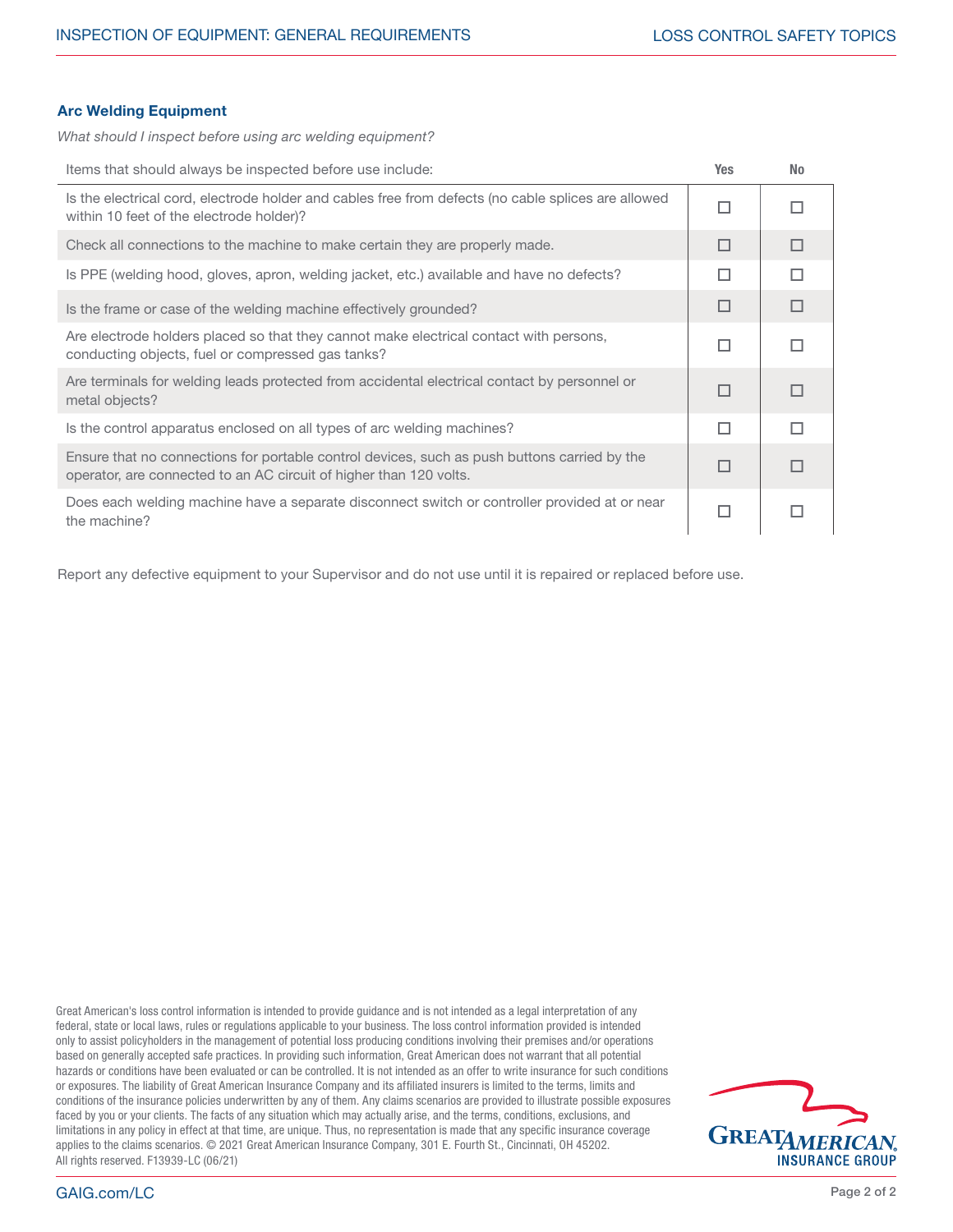### Arc Welding Equipment

*What should I inspect before using arc welding equipment?*

| Items that should always be inspected before use include: | Yes | No |
|---|---|---|
| Is the electrical cord, electrode holder and cables free from defects (no cable splices are allowed within 10 feet of the electrode holder)? | ☐ | ☐ |
| Check all connections to the machine to make certain they are properly made. | ☐ | ☐ |
| Is PPE (welding hood, gloves, apron, welding jacket, etc.) available and have no defects? | ☐ | ☐ |
| Is the frame or case of the welding machine effectively grounded? | ☐ | ☐ |
| Are electrode holders placed so that they cannot make electrical contact with persons, conducting objects, fuel or compressed gas tanks? | ☐ | ☐ |
| Are terminals for welding leads protected from accidental electrical contact by personnel or metal objects? | ☐ | ☐ |
| Is the control apparatus enclosed on all types of arc welding machines? | ☐ | ☐ |
| Ensure that no connections for portable control devices, such as push buttons carried by the operator, are connected to an AC circuit of higher than 120 volts. | ☐ | ☐ |
| Does each welding machine have a separate disconnect switch or controller provided at or near the machine? | ☐ | ☐ |

Report any defective equipment to your Supervisor and do not use until it is repaired or replaced before use.

Great American's loss control information is intended to provide guidance and is not intended as a legal interpretation of any federal, state or local laws, rules or regulations applicable to your business. The loss control information provided is intended only to assist policyholders in the management of potential loss producing conditions involving their premises and/or operations based on generally accepted safe practices. In providing such information, Great American does not warrant that all potential hazards or conditions have been evaluated or can be controlled. It is not intended as an offer to write insurance for such conditions or exposures. The liability of Great American Insurance Company and its affiliated insurers is limited to the terms, limits and conditions of the insurance policies underwritten by any of them. Any claims scenarios are provided to illustrate possible exposures faced by you or your clients. The facts of any situation which may actually arise, and the terms, conditions, exclusions, and limitations in any policy in effect at that time, are unique. Thus, no representation is made that any specific insurance coverage applies to the claims scenarios. © 2021 Great American Insurance Company, 301 E. Fourth St., Cincinnati, OH 45202. All rights reserved. F13939-LC (06/21)

GREAT AMERICAN INSURANCE GROUP

GAIG.com/LC